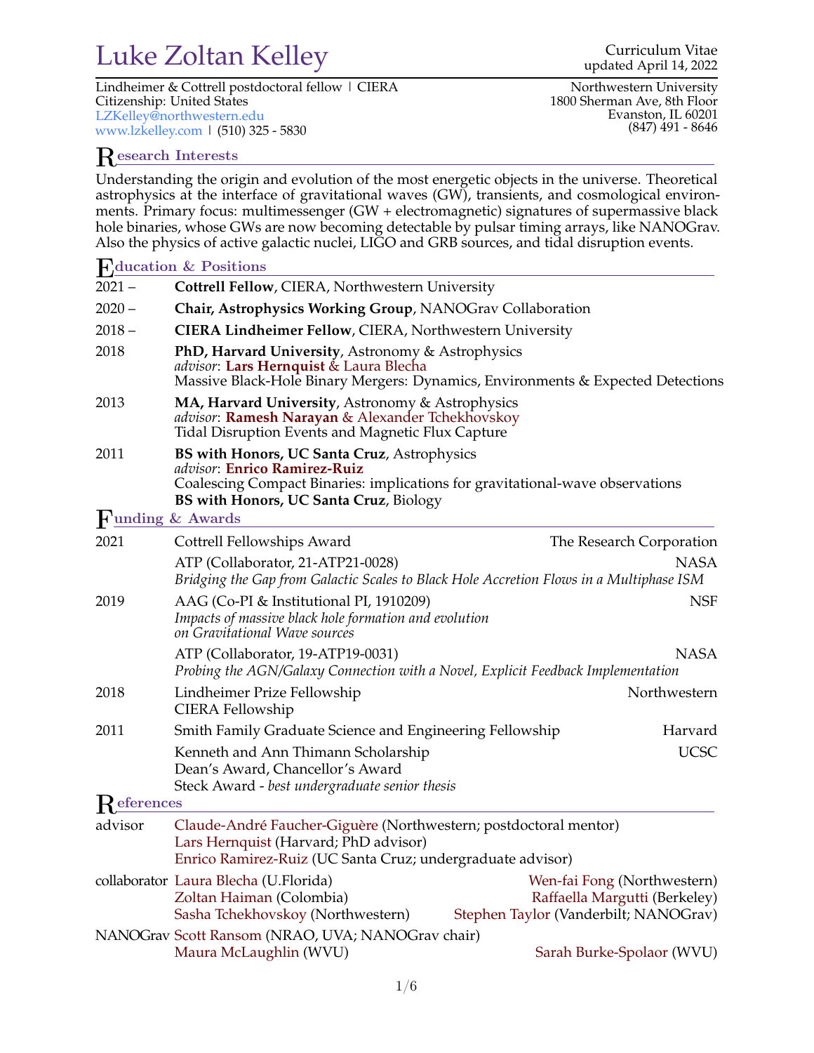# Luke Zoltan Kelley

Curriculum Vitae
updated April 14, 2022

Lindheimer & Cottrell postdoctoral fellow | CIERA
Citizenship: United States
LZKelley@northwestern.edu
www.lzkelley.com | (510) 325 - 5830

Northwestern University
1800 Sherman Ave, 8th Floor
Evanston, IL 60201
(847) 491 - 8646

## Research Interests

Understanding the origin and evolution of the most energetic objects in the universe. Theoretical astrophysics at the interface of gravitational waves (GW), transients, and cosmological environments. Primary focus: multimessenger (GW + electromagnetic) signatures of supermassive black hole binaries, whose GWs are now becoming detectable by pulsar timing arrays, like NANOGrav. Also the physics of active galactic nuclei, LIGO and GRB sources, and tidal disruption events.

## Education & Positions

2021 – **Cottrell Fellow**, CIERA, Northwestern University

2020 – **Chair, Astrophysics Working Group**, NANOGrav Collaboration

2018 – **CIERA Lindheimer Fellow**, CIERA, Northwestern University

2018 **PhD, Harvard University**, Astronomy & Astrophysics
*advisor*: **Lars Hernquist** & Laura Blecha
Massive Black-Hole Binary Mergers: Dynamics, Environments & Expected Detections

2013 **MA, Harvard University**, Astronomy & Astrophysics
*advisor*: **Ramesh Narayan** & Alexander Tchekhovskoy
Tidal Disruption Events and Magnetic Flux Capture

2011 **BS with Honors, UC Santa Cruz**, Astrophysics
*advisor*: **Enrico Ramirez-Ruiz**
Coalescing Compact Binaries: implications for gravitational-wave observations
**BS with Honors, UC Santa Cruz**, Biology

## Funding & Awards

2021 Cottrell Fellowships Award — The Research Corporation

ATP (Collaborator, 21-ATP21-0028) — NASA
*Bridging the Gap from Galactic Scales to Black Hole Accretion Flows in a Multiphase ISM*

2019 AAG (Co-PI & Institutional PI, 1910209) — NSF
*Impacts of massive black hole formation and evolution on Gravitational Wave sources*

ATP (Collaborator, 19-ATP19-0031) — NASA
*Probing the AGN/Galaxy Connection with a Novel, Explicit Feedback Implementation*

2018 Lindheimer Prize Fellowship — Northwestern
CIERA Fellowship

2011 Smith Family Graduate Science and Engineering Fellowship — Harvard

Kenneth and Ann Thimann Scholarship — UCSC
Dean's Award, Chancellor's Award
Steck Award - *best undergraduate senior thesis*

## References

advisor
Claude-André Faucher-Giguère (Northwestern; postdoctoral mentor)
Lars Hernquist (Harvard; PhD advisor)
Enrico Ramirez-Ruiz (UC Santa Cruz; undergraduate advisor)

collaborator
Laura Blecha (U.Florida)
Wen-fai Fong (Northwestern)
Zoltan Haiman (Colombia)
Raffaella Margutti (Berkeley)
Sasha Tchekhovskoy (Northwestern)
Stephen Taylor (Vanderbilt; NANOGrav)

NANOGrav
Scott Ransom (NRAO, UVA; NANOGrav chair)
Maura McLaughlin (WVU)
Sarah Burke-Spolaor (WVU)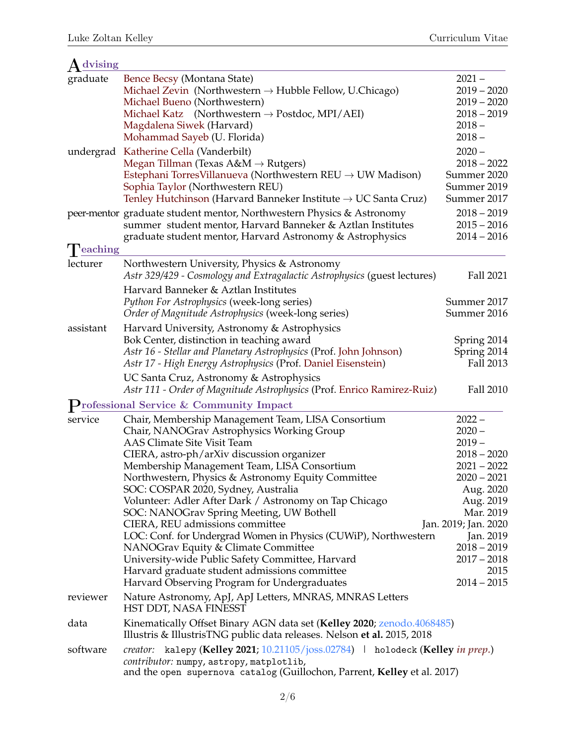## Advising

**graduate**

- Bence Becsy (Montana State) — 2021 –
- Michael Zevin (Northwestern → Hubble Fellow, U.Chicago) — 2019 – 2020
- Michael Bueno (Northwestern) — 2019 – 2020
- Michael Katz (Northwestern → Postdoc, MPI/AEI) — 2018 – 2019
- Magdalena Siwek (Harvard) — 2018 –
- Mohammad Sayeb (U. Florida) — 2018 –

**undergrad**

- Katherine Cella (Vanderbilt) — 2020 –
- Megan Tillman (Texas A&M → Rutgers) — 2018 – 2022
- Estephani TorresVillanueva (Northwestern REU → UW Madison) — Summer 2020
- Sophia Taylor (Northwestern REU) — Summer 2019
- Tenley Hutchinson (Harvard Banneker Institute → UC Santa Cruz) — Summer 2017

**peer-mentor**

- graduate student mentor, Northwestern Physics & Astronomy — 2018 – 2019
- summer student mentor, Harvard Banneker & Aztlan Institutes — 2015 – 2016
- graduate student mentor, Harvard Astronomy & Astrophysics — 2014 – 2016

## Teaching

**lecturer**

Northwestern University, Physics & Astronomy
- *Astr 329/429 - Cosmology and Extragalactic Astrophysics* (guest lectures) — Fall 2021

Harvard Banneker & Aztlan Institutes
- *Python For Astrophysics* (week-long series) — Summer 2017
- *Order of Magnitude Astrophysics* (week-long series) — Summer 2016

**assistant**

Harvard University, Astronomy & Astrophysics
- Bok Center, distinction in teaching award — Spring 2014
- *Astr 16 - Stellar and Planetary Astrophysics* (Prof. John Johnson) — Spring 2014
- *Astr 17 - High Energy Astrophysics* (Prof. Daniel Eisenstein) — Fall 2013

UC Santa Cruz, Astronomy & Astrophysics
- *Astr 111 - Order of Magnitude Astrophysics* (Prof. Enrico Ramirez-Ruiz) — Fall 2010

## Professional Service & Community Impact

**service**

- Chair, Membership Management Team, LISA Consortium — 2022 –
- Chair, NANOGrav Astrophysics Working Group — 2020 –
- AAS Climate Site Visit Team — 2019 –
- CIERA, astro-ph/arXiv discussion organizer — 2018 – 2020
- Membership Management Team, LISA Consortium — 2021 – 2022
- Northwestern, Physics & Astronomy Equity Committee — 2020 – 2021
- SOC: COSPAR 2020, Sydney, Australia — Aug. 2020
- Volunteer: Adler After Dark / Astronomy on Tap Chicago — Aug. 2019
- SOC: NANOGrav Spring Meeting, UW Bothell — Mar. 2019
- CIERA, REU admissions committee — Jan. 2019; Jan. 2020
- LOC: Conf. for Undergrad Women in Physics (CUWiP), Northwestern — Jan. 2019
- NANOGrav Equity & Climate Committee — 2018 – 2019
- University-wide Public Safety Committee, Harvard — 2017 – 2018
- Harvard graduate student admissions committee — 2015
- Harvard Observing Program for Undergraduates — 2014 – 2015

**reviewer**

Nature Astronomy, ApJ, ApJ Letters, MNRAS, MNRAS Letters
HST DDT, NASA FINESST

**data**

Kinematically Offset Binary AGN data set (**Kelley 2020**; zenodo.4068485)
Illustris & IllustrisTNG public data releases. Nelson **et al.** 2015, 2018

**software**

*creator:* `kalepy` (**Kelley 2021**; 10.21105/joss.02784) | `holodeck` (**Kelley** ***in prep.***)
*contributor:* `numpy`, `astropy`, `matplotlib`,
and the `open supernova catalog` (Guillochon, Parrent, **Kelley** et al. 2017)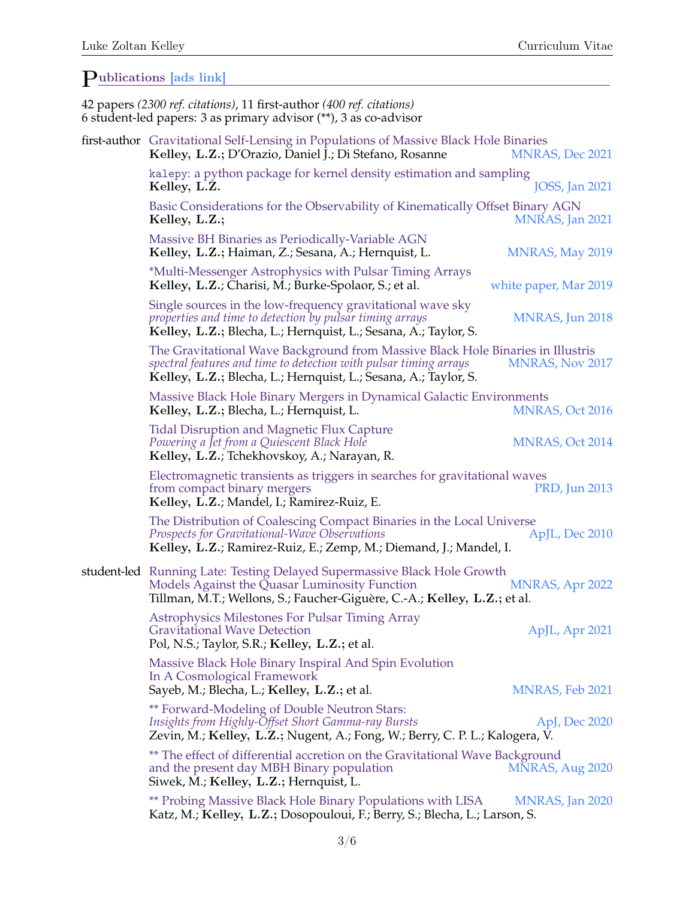## Publications [ads link]

42 papers *(2300 ref. citations)*, 11 first-author *(400 ref. citations)*
6 student-led papers: 3 as primary advisor (**), 3 as co-advisor

### first-author

Gravitational Self-Lensing in Populations of Massive Black Hole Binaries
**Kelley, L.Z.;** D'Orazio, Daniel J.; Di Stefano, Rosanne — MNRAS, Dec 2021

`kalepy`: a python package for kernel density estimation and sampling
**Kelley, L.Z.** — JOSS, Jan 2021

Basic Considerations for the Observability of Kinematically Offset Binary AGN
**Kelley, L.Z.;** — MNRAS, Jan 2021

Massive BH Binaries as Periodically-Variable AGN
**Kelley, L.Z.;** Haiman, Z.; Sesana, A.; Hernquist, L. — MNRAS, May 2019

*Multi-Messenger Astrophysics with Pulsar Timing Arrays
**Kelley, L.Z.**; Charisi, M.; Burke-Spolaor, S.; et al. — white paper, Mar 2019

Single sources in the low-frequency gravitational wave sky
*properties and time to detection by pulsar timing arrays*
**Kelley, L.Z.;** Blecha, L.; Hernquist, L.; Sesana, A.; Taylor, S. — MNRAS, Jun 2018

The Gravitational Wave Background from Massive Black Hole Binaries in Illustris
*spectral features and time to detection with pulsar timing arrays*
**Kelley, L.Z.;** Blecha, L.; Hernquist, L.; Sesana, A.; Taylor, S. — MNRAS, Nov 2017

Massive Black Hole Binary Mergers in Dynamical Galactic Environments
**Kelley, L.Z.;** Blecha, L.; Hernquist, L. — MNRAS, Oct 2016

Tidal Disruption and Magnetic Flux Capture
*Powering a Jet from a Quiescent Black Hole*
**Kelley, L.Z.**; Tchekhovskoy, A.; Narayan, R. — MNRAS, Oct 2014

Electromagnetic transients as triggers in searches for gravitational waves from compact binary mergers
**Kelley, L.Z.**; Mandel, I.; Ramirez-Ruiz, E. — PRD, Jun 2013

The Distribution of Coalescing Compact Binaries in the Local Universe
*Prospects for Gravitational-Wave Observations*
**Kelley, L.Z.**; Ramirez-Ruiz, E.; Zemp, M.; Diemand, J.; Mandel, I. — ApJL, Dec 2010

### student-led

Running Late: Testing Delayed Supermassive Black Hole Growth Models Against the Quasar Luminosity Function
Tillman, M.T.; Wellons, S.; Faucher-Giguère, C.-A.; **Kelley, L.Z.;** et al. — MNRAS, Apr 2022

Astrophysics Milestones For Pulsar Timing Array Gravitational Wave Detection
Pol, N.S.; Taylor, S.R.; **Kelley, L.Z.;** et al. — ApJL, Apr 2021

Massive Black Hole Binary Inspiral And Spin Evolution In A Cosmological Framework
Sayeb, M.; Blecha, L.; **Kelley, L.Z.;** et al. — MNRAS, Feb 2021

** Forward-Modeling of Double Neutron Stars:
*Insights from Highly-Offset Short Gamma-ray Bursts*
Zevin, M.; **Kelley, L.Z.;** Nugent, A.; Fong, W.; Berry, C. P. L.; Kalogera, V. — ApJ, Dec 2020

** The effect of differential accretion on the Gravitational Wave Background and the present day MBH Binary population
Siwek, M.; **Kelley, L.Z.;** Hernquist, L. — MNRAS, Aug 2020

** Probing Massive Black Hole Binary Populations with LISA
Katz, M.; **Kelley, L.Z.;** Dosopouloui, F.; Berry, S.; Blecha, L.; Larson, S. — MNRAS, Jan 2020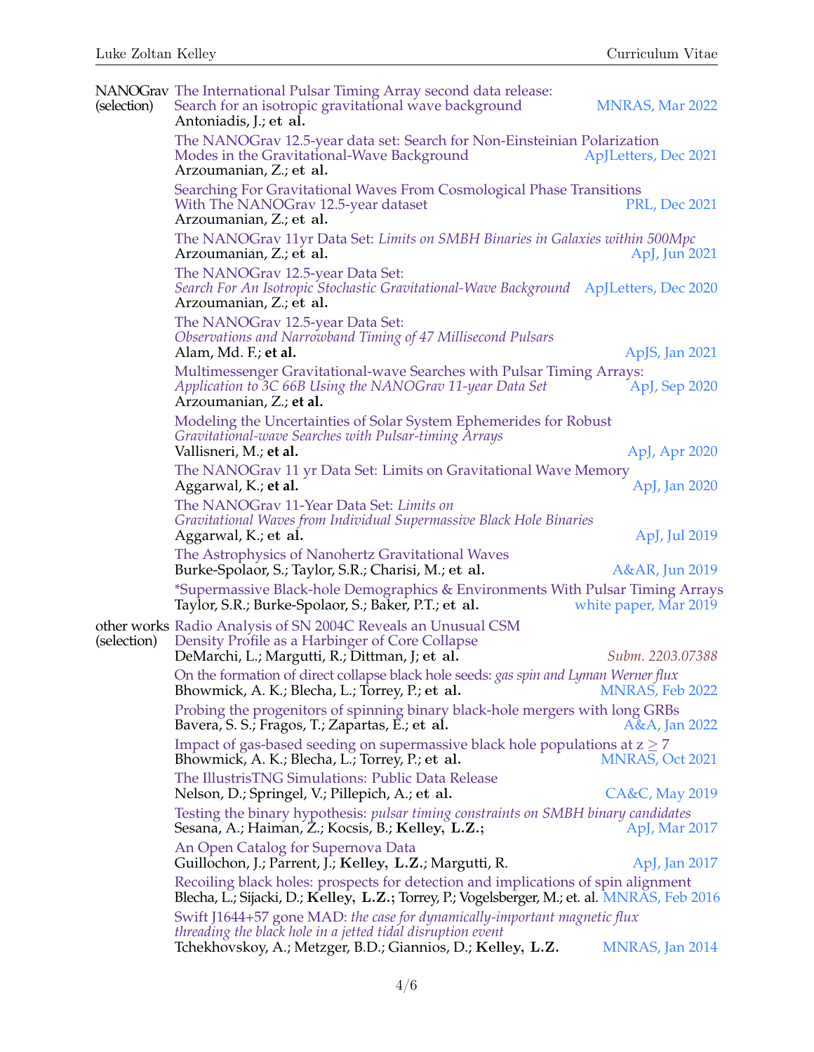**NANOGrav (selection)**

- The International Pulsar Timing Array second data release: Search for an isotropic gravitational wave background — MNRAS, Mar 2022
  Antoniadis, J.; **et al.**
- The NANOGrav 12.5-year data set: Search for Non-Einsteinian Polarization Modes in the Gravitational-Wave Background — ApJLetters, Dec 2021
  Arzoumanian, Z.; **et al.**
- Searching For Gravitational Waves From Cosmological Phase Transitions With The NANOGrav 12.5-year dataset — PRL, Dec 2021
  Arzoumanian, Z.; **et al.**
- The NANOGrav 11yr Data Set: *Limits on SMBH Binaries in Galaxies within 500Mpc* — ApJ, Jun 2021
  Arzoumanian, Z.; **et al.**
- The NANOGrav 12.5-year Data Set: *Search For An Isotropic Stochastic Gravitational-Wave Background* — ApJLetters, Dec 2020
  Arzoumanian, Z.; **et al.**
- The NANOGrav 12.5-year Data Set: *Observations and Narrowband Timing of 47 Millisecond Pulsars* — ApJS, Jan 2021
  Alam, Md. F.; **et al.**
- Multimessenger Gravitational-wave Searches with Pulsar Timing Arrays: *Application to 3C 66B Using the NANOGrav 11-year Data Set* — ApJ, Sep 2020
  Arzoumanian, Z.; **et al.**
- Modeling the Uncertainties of Solar System Ephemerides for Robust *Gravitational-wave Searches with Pulsar-timing Arrays* — ApJ, Apr 2020
  Vallisneri, M.; **et al.**
- The NANOGrav 11 yr Data Set: Limits on Gravitational Wave Memory — ApJ, Jan 2020
  Aggarwal, K.; **et al.**
- The NANOGrav 11-Year Data Set: *Limits on Gravitational Waves from Individual Supermassive Black Hole Binaries* — ApJ, Jul 2019
  Aggarwal, K.; **et al.**
- The Astrophysics of Nanohertz Gravitational Waves — A&AR, Jun 2019
  Burke-Spolaor, S.; Taylor, S.R.; Charisi, M.; **et al.**
- *Supermassive Black-hole Demographics & Environments With Pulsar Timing Arrays — white paper, Mar 2019
  Taylor, S.R.; Burke-Spolaor, S.; Baker, P.T.; **et al.**

**other works (selection)**

- Radio Analysis of SN 2004C Reveals an Unusual CSM Density Profile as a Harbinger of Core Collapse — *Subm. 2203.07388*
  DeMarchi, L.; Margutti, R.; Dittman, J; **et al.**
- On the formation of direct collapse black hole seeds: *gas spin and Lyman Werner flux* — MNRAS, Feb 2022
  Bhowmick, A. K.; Blecha, L.; Torrey, P.; **et al.**
- Probing the progenitors of spinning binary black-hole mergers with long GRBs — A&A, Jan 2022
  Bavera, S. S.; Fragos, T.; Zapartas, E.; **et al.**
- Impact of gas-based seeding on supermassive black hole populations at $z \geq 7$ — MNRAS, Oct 2021
  Bhowmick, A. K.; Blecha, L.; Torrey, P.; **et al.**
- The IllustrisTNG Simulations: Public Data Release — CA&C, May 2019
  Nelson, D.; Springel, V.; Pillepich, A.; **et al.**
- Testing the binary hypothesis: *pulsar timing constraints on SMBH binary candidates* — ApJ, Mar 2017
  Sesana, A.; Haiman, Z.; Kocsis, B.; **Kelley, L.Z.**;
- An Open Catalog for Supernova Data — ApJ, Jan 2017
  Guillochon, J.; Parrent, J.; **Kelley, L.Z.**; Margutti, R.
- Recoiling black holes: prospects for detection and implications of spin alignment — MNRAS, Feb 2016
  Blecha, L.; Sijacki, D.; **Kelley, L.Z.**; Torrey, P.; Vogelsberger, M.; et. al.
- Swift J1644+57 gone MAD: *the case for dynamically-important magnetic flux threading the black hole in a jetted tidal disruption event* — MNRAS, Jan 2014
  Tchekhovskoy, A.; Metzger, B.D.; Giannios, D.; **Kelley, L.Z.**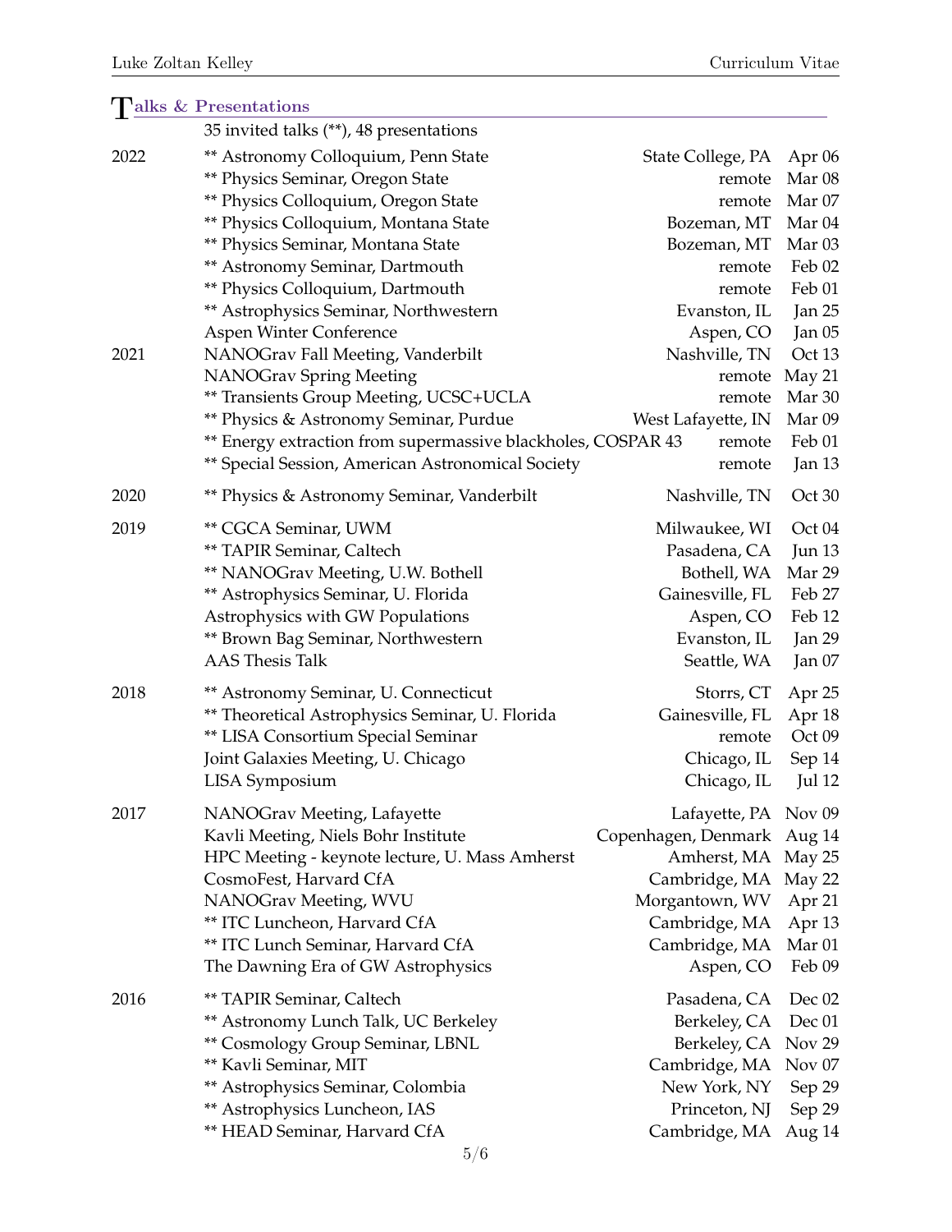## Talks & Presentations

35 invited talks (**), 48 presentations

| Year | Talk | Location | Date |
|---|---|---|---|
| 2022 | ** Astronomy Colloquium, Penn State | State College, PA | Apr 06 |
| | ** Physics Seminar, Oregon State | remote | Mar 08 |
| | ** Physics Colloquium, Oregon State | remote | Mar 07 |
| | ** Physics Colloquium, Montana State | Bozeman, MT | Mar 04 |
| | ** Physics Seminar, Montana State | Bozeman, MT | Mar 03 |
| | ** Astronomy Seminar, Dartmouth | remote | Feb 02 |
| | ** Physics Colloquium, Dartmouth | remote | Feb 01 |
| | ** Astrophysics Seminar, Northwestern | Evanston, IL | Jan 25 |
| | Aspen Winter Conference | Aspen, CO | Jan 05 |
| 2021 | NANOGrav Fall Meeting, Vanderbilt | Nashville, TN | Oct 13 |
| | NANOGrav Spring Meeting | remote | May 21 |
| | ** Transients Group Meeting, UCSC+UCLA | remote | Mar 30 |
| | ** Physics & Astronomy Seminar, Purdue | West Lafayette, IN | Mar 09 |
| | ** Energy extraction from supermassive blackholes, COSPAR 43 | remote | Feb 01 |
| | ** Special Session, American Astronomical Society | remote | Jan 13 |
| 2020 | ** Physics & Astronomy Seminar, Vanderbilt | Nashville, TN | Oct 30 |
| 2019 | ** CGCA Seminar, UWM | Milwaukee, WI | Oct 04 |
| | ** TAPIR Seminar, Caltech | Pasadena, CA | Jun 13 |
| | ** NANOGrav Meeting, U.W. Bothell | Bothell, WA | Mar 29 |
| | ** Astrophysics Seminar, U. Florida | Gainesville, FL | Feb 27 |
| | Astrophysics with GW Populations | Aspen, CO | Feb 12 |
| | ** Brown Bag Seminar, Northwestern | Evanston, IL | Jan 29 |
| | AAS Thesis Talk | Seattle, WA | Jan 07 |
| 2018 | ** Astronomy Seminar, U. Connecticut | Storrs, CT | Apr 25 |
| | ** Theoretical Astrophysics Seminar, U. Florida | Gainesville, FL | Apr 18 |
| | ** LISA Consortium Special Seminar | remote | Oct 09 |
| | Joint Galaxies Meeting, U. Chicago | Chicago, IL | Sep 14 |
| | LISA Symposium | Chicago, IL | Jul 12 |
| 2017 | NANOGrav Meeting, Lafayette | Lafayette, PA | Nov 09 |
| | Kavli Meeting, Niels Bohr Institute | Copenhagen, Denmark | Aug 14 |
| | HPC Meeting - keynote lecture, U. Mass Amherst | Amherst, MA | May 25 |
| | CosmoFest, Harvard CfA | Cambridge, MA | May 22 |
| | NANOGrav Meeting, WVU | Morgantown, WV | Apr 21 |
| | ** ITC Luncheon, Harvard CfA | Cambridge, MA | Apr 13 |
| | ** ITC Lunch Seminar, Harvard CfA | Cambridge, MA | Mar 01 |
| | The Dawning Era of GW Astrophysics | Aspen, CO | Feb 09 |
| 2016 | ** TAPIR Seminar, Caltech | Pasadena, CA | Dec 02 |
| | ** Astronomy Lunch Talk, UC Berkeley | Berkeley, CA | Dec 01 |
| | ** Cosmology Group Seminar, LBNL | Berkeley, CA | Nov 29 |
| | ** Kavli Seminar, MIT | Cambridge, MA | Nov 07 |
| | ** Astrophysics Seminar, Colombia | New York, NY | Sep 29 |
| | ** Astrophysics Luncheon, IAS | Princeton, NJ | Sep 29 |
| | ** HEAD Seminar, Harvard CfA | Cambridge, MA | Aug 14 |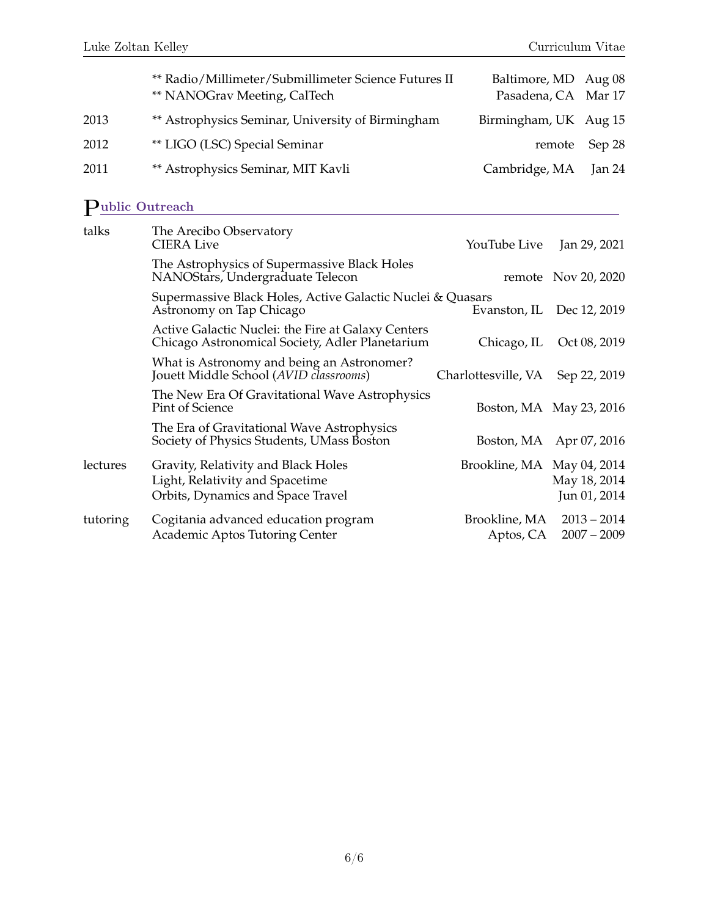| | | | |
|---|---|---|---|
| | ** Radio/Millimeter/Submillimeter Science Futures II | Baltimore, MD | Aug 08 |
| | ** NANOGrav Meeting, CalTech | Pasadena, CA | Mar 17 |
| 2013 | ** Astrophysics Seminar, University of Birmingham | Birmingham, UK | Aug 15 |
| 2012 | ** LIGO (LSC) Special Seminar | remote | Sep 28 |
| 2011 | ** Astrophysics Seminar, MIT Kavli | Cambridge, MA | Jan 24 |

## Public Outreach

| | | | |
|---|---|---|---|
| talks | The Arecibo Observatory<br>CIERA Live | YouTube Live | Jan 29, 2021 |
| | The Astrophysics of Supermassive Black Holes<br>NANOStars, Undergraduate Telecon | remote | Nov 20, 2020 |
| | Supermassive Black Holes, Active Galactic Nuclei & Quasars<br>Astronomy on Tap Chicago | Evanston, IL | Dec 12, 2019 |
| | Active Galactic Nuclei: the Fire at Galaxy Centers<br>Chicago Astronomical Society, Adler Planetarium | Chicago, IL | Oct 08, 2019 |
| | What is Astronomy and being an Astronomer?<br>Jouett Middle School (*AVID classrooms*) | Charlottesville, VA | Sep 22, 2019 |
| | The New Era Of Gravitational Wave Astrophysics<br>Pint of Science | Boston, MA | May 23, 2016 |
| | The Era of Gravitational Wave Astrophysics<br>Society of Physics Students, UMass Boston | Boston, MA | Apr 07, 2016 |
| lectures | Gravity, Relativity and Black Holes | Brookline, MA | May 04, 2014 |
| | Light, Relativity and Spacetime | | May 18, 2014 |
| | Orbits, Dynamics and Space Travel | | Jun 01, 2014 |
| tutoring | Cogitania advanced education program | Brookline, MA | 2013 – 2014 |
| | Academic Aptos Tutoring Center | Aptos, CA | 2007 – 2009 |